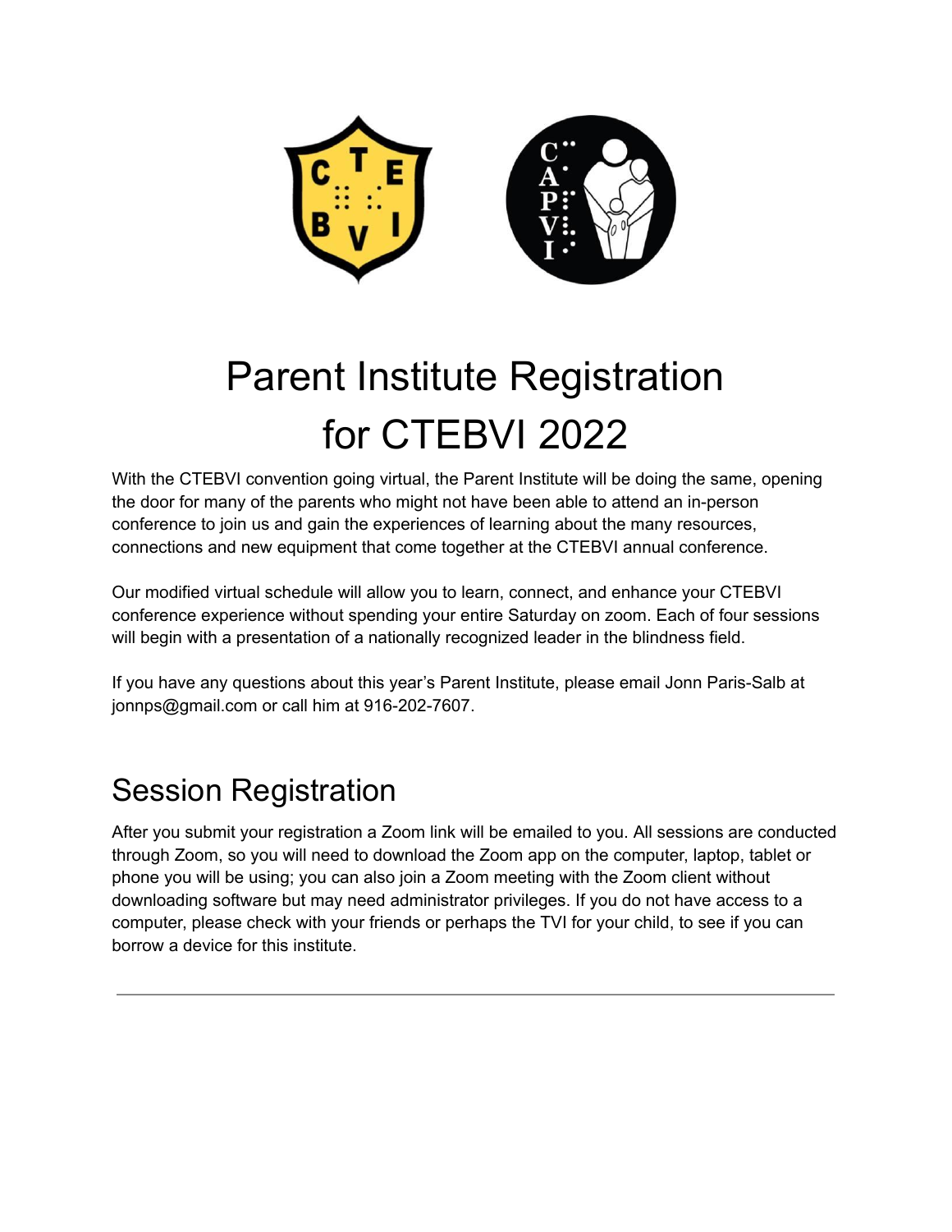# Parent Institute Registration for CTEBVI 2022

With the CTEBVI convention going virtual, the Parent Institute will be doing the same, opening the door for many of the parents who might not have been able to attend an in-person conference to join us and gain the experiences of learning about the many resources, connections and new equipment that come together at the CTEBVI annual conference.

Our modified virtual schedule will allow you to learn, connect, and enhance your CTEBVI conference experience without spending your entire Saturday on zoom. Each of four sessions will begin with a presentation of a nationally recognized leader in the blindness field.

If you have any questions about this year's Parent Institute, please email Jonn Paris-Salb at jonnps@gmail.com or call him at 916-202-7607.

## Session Registration

After you submit your registration a Zoom link will be emailed to you. All sessions are conducted through Zoom, so you will need to download the Zoom app on the computer, laptop, tablet or phone you will be using; you can also join a Zoom meeting with the Zoom client without downloading software but may need administrator privileges. If you do not have access to a computer, please check with your friends or perhaps the TVI for your child, to see if you can borrow a device for this institute.

---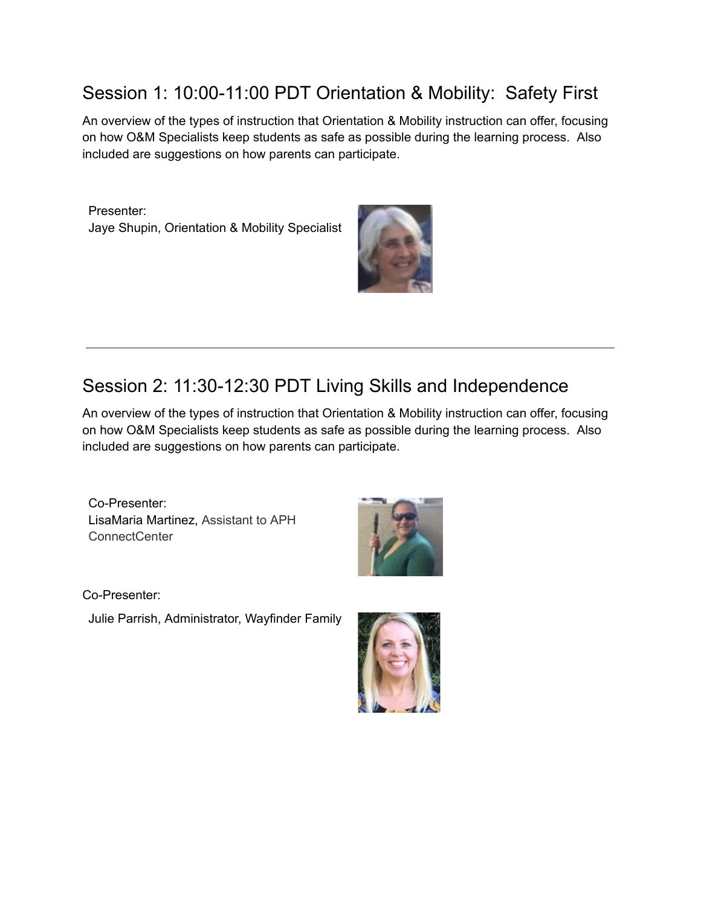## Session 1: 10:00-11:00 PDT Orientation & Mobility: Safety First

An overview of the types of instruction that Orientation & Mobility instruction can offer, focusing on how O&M Specialists keep students as safe as possible during the learning process. Also included are suggestions on how parents can participate.

Presenter:
Jaye Shupin, Orientation & Mobility Specialist

---

## Session 2: 11:30-12:30 PDT Living Skills and Independence

An overview of the types of instruction that Orientation & Mobility instruction can offer, focusing on how O&M Specialists keep students as safe as possible during the learning process. Also included are suggestions on how parents can participate.

Co-Presenter:
LisaMaria Martinez, Assistant to APH ConnectCenter

Co-Presenter:
Julie Parrish, Administrator, Wayfinder Family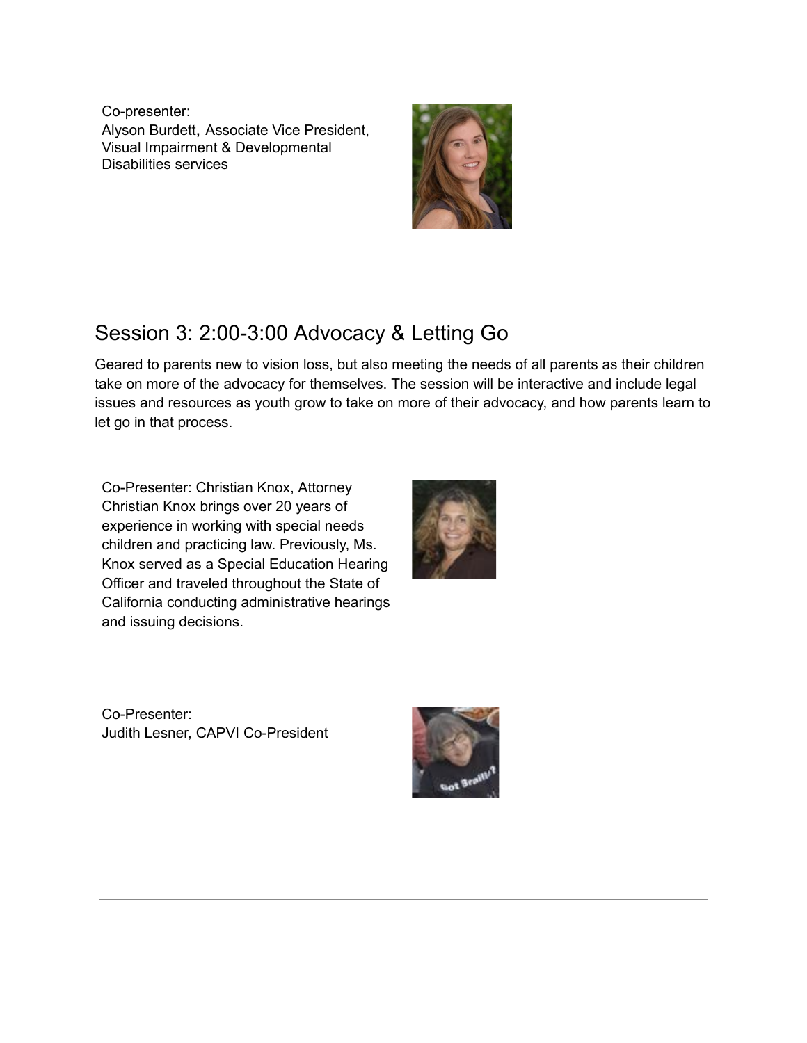Co-presenter:
Alyson Burdett, Associate Vice President, Visual Impairment & Developmental Disabilities services

---

## Session 3: 2:00-3:00 Advocacy & Letting Go

Geared to parents new to vision loss, but also meeting the needs of all parents as their children take on more of the advocacy for themselves. The session will be interactive and include legal issues and resources as youth grow to take on more of their advocacy, and how parents learn to let go in that process.

Co-Presenter: Christian Knox, Attorney
Christian Knox brings over 20 years of experience in working with special needs children and practicing law. Previously, Ms. Knox served as a Special Education Hearing Officer and traveled throughout the State of California conducting administrative hearings and issuing decisions.

Co-Presenter:
Judith Lesner, CAPVI Co-President

---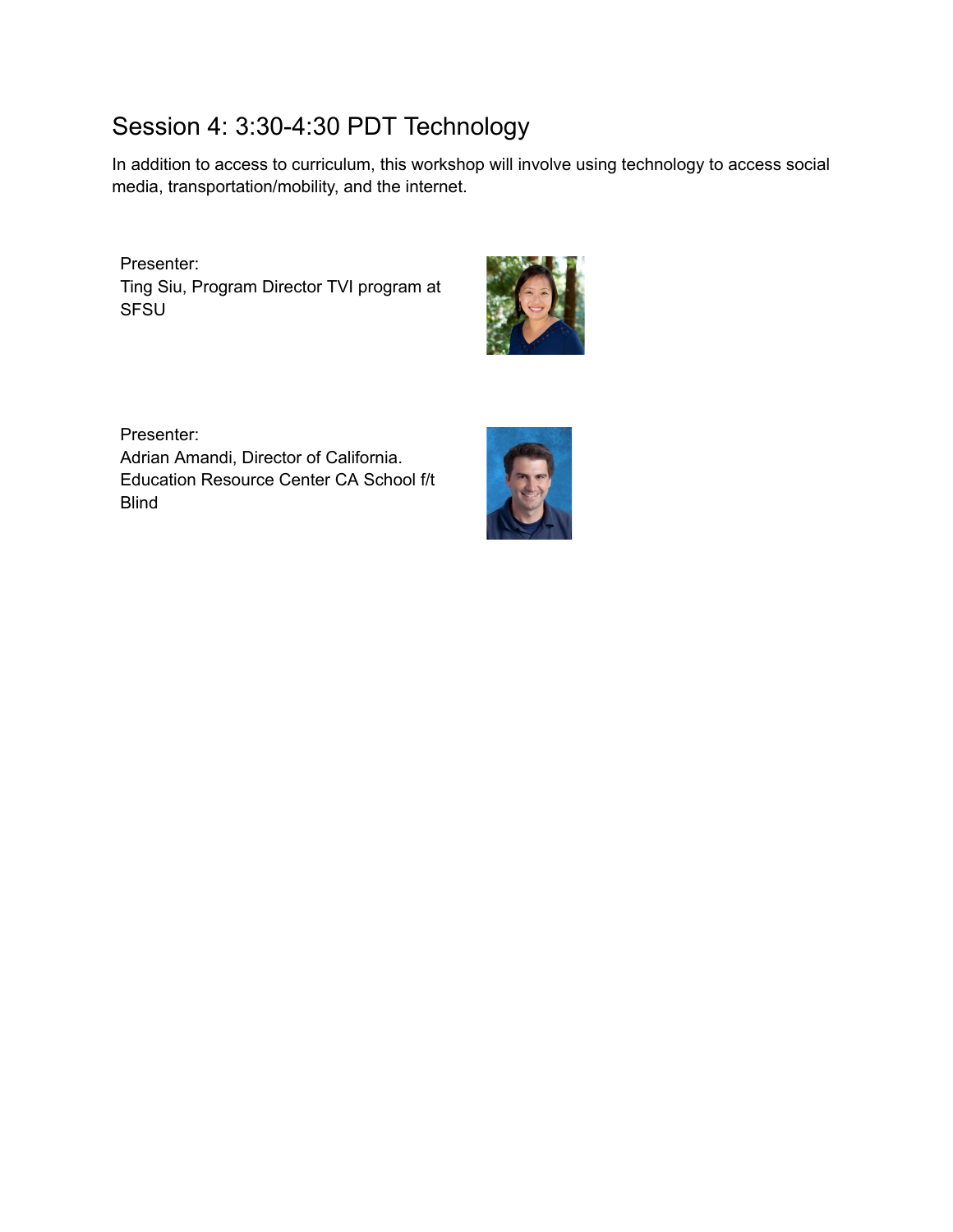## Session 4: 3:30-4:30 PDT Technology

In addition to access to curriculum, this workshop will involve using technology to access social media, transportation/mobility, and the internet.

Presenter:
Ting Siu, Program Director TVI program at SFSU

Presenter:
Adrian Amandi, Director of California. Education Resource Center CA School f/t Blind